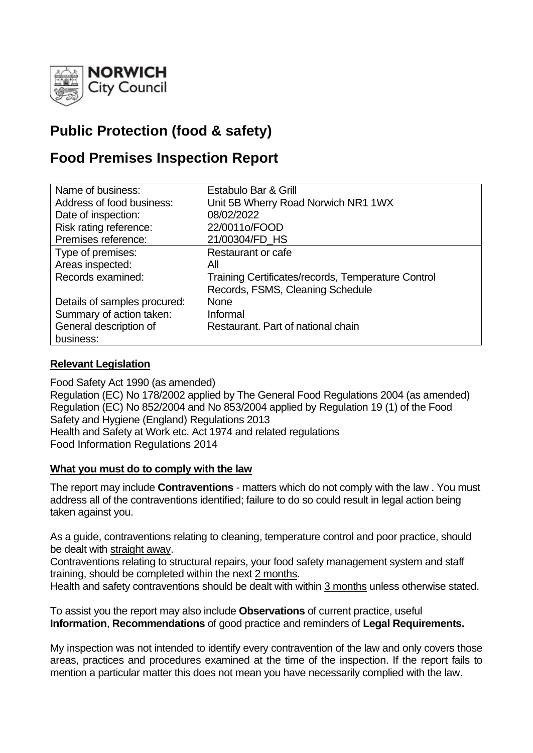**NORWICH**
City Council

# Public Protection (food & safety)

# Food Premises Inspection Report

| | |
|---|---|
| Name of business: | Estabulo Bar & Grill |
| Address of food business: | Unit 5B Wherry Road Norwich NR1 1WX |
| Date of inspection: | 08/02/2022 |
| Risk rating reference: | 22/0011o/FOOD |
| Premises reference: | 21/00304/FD_HS |
| Type of premises: | Restaurant or cafe |
| Areas inspected: | All |
| Records examined: | Training Certificates/records, Temperature Control Records, FSMS, Cleaning Schedule |
| Details of samples procured: | None |
| Summary of action taken: | Informal |
| General description of business: | Restaurant. Part of national chain |

## Relevant Legislation

Food Safety Act 1990 (as amended)
Regulation (EC) No 178/2002 applied by The General Food Regulations 2004 (as amended)
Regulation (EC) No 852/2004 and No 853/2004 applied by Regulation 19 (1) of the Food Safety and Hygiene (England) Regulations 2013
Health and Safety at Work etc. Act 1974 and related regulations
Food Information Regulations 2014

## What you must do to comply with the law

The report may include **Contraventions** - matters which do not comply with the law . You must address all of the contraventions identified; failure to do so could result in legal action being taken against you.

As a guide, contraventions relating to cleaning, temperature control and poor practice, should be dealt with straight away.
Contraventions relating to structural repairs, your food safety management system and staff training, should be completed within the next 2 months.
Health and safety contraventions should be dealt with within 3 months unless otherwise stated.

To assist you the report may also include **Observations** of current practice, useful **Information**, **Recommendations** of good practice and reminders of **Legal Requirements.**

My inspection was not intended to identify every contravention of the law and only covers those areas, practices and procedures examined at the time of the inspection. If the report fails to mention a particular matter this does not mean you have necessarily complied with the law.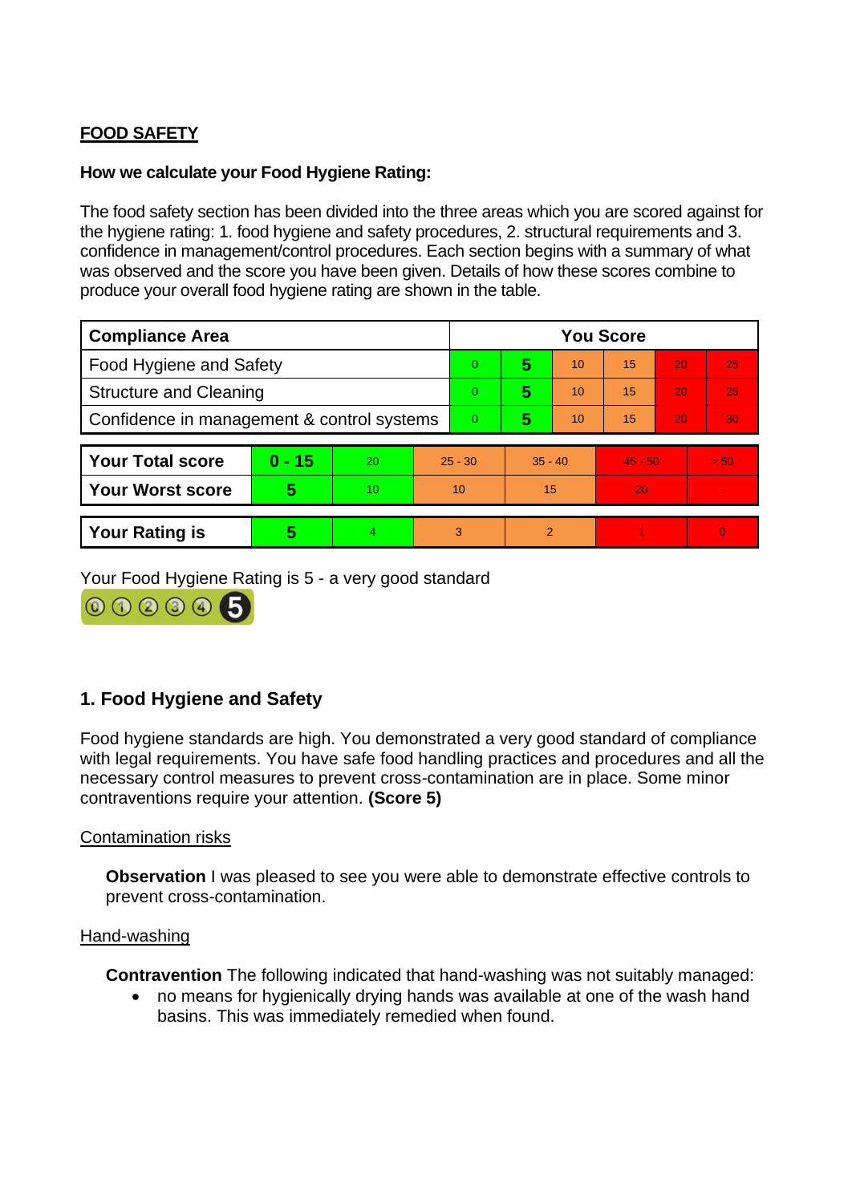## FOOD SAFETY

**How we calculate your Food Hygiene Rating:**

The food safety section has been divided into the three areas which you are scored against for the hygiene rating: 1. food hygiene and safety procedures, 2. structural requirements and 3. confidence in management/control procedures. Each section begins with a summary of what was observed and the score you have been given. Details of how these scores combine to produce your overall food hygiene rating are shown in the table.

| Compliance Area | You Score | | | | | |
|---|---|---|---|---|---|---|
| Food Hygiene and Safety | 0 | **5** | 10 | 15 | 20 | 25 |
| Structure and Cleaning | 0 | **5** | 10 | 15 | 20 | 25 |
| Confidence in management & control systems | 0 | **5** | 10 | 15 | 20 | 30 |

| | | | | | | |
|---|---|---|---|---|---|---|
| **Your Total score** | **0 - 15** | 20 | 25 - 30 | 35 - 40 | 45 - 50 | > 50 |
| **Your Worst score** | **5** | 10 | 10 | 15 | 20 | - |
| **Your Rating is** | **5** | 4 | 3 | 2 | 1 | 0 |

Your Food Hygiene Rating is 5 - a very good standard

### 1. Food Hygiene and Safety

Food hygiene standards are high. You demonstrated a very good standard of compliance with legal requirements. You have safe food handling practices and procedures and all the necessary control measures to prevent cross-contamination are in place. Some minor contraventions require your attention. **(Score 5)**

Contamination risks

**Observation** I was pleased to see you were able to demonstrate effective controls to prevent cross-contamination.

Hand-washing

**Contravention** The following indicated that hand-washing was not suitably managed:

- no means for hygienically drying hands was available at one of the wash hand basins. This was immediately remedied when found.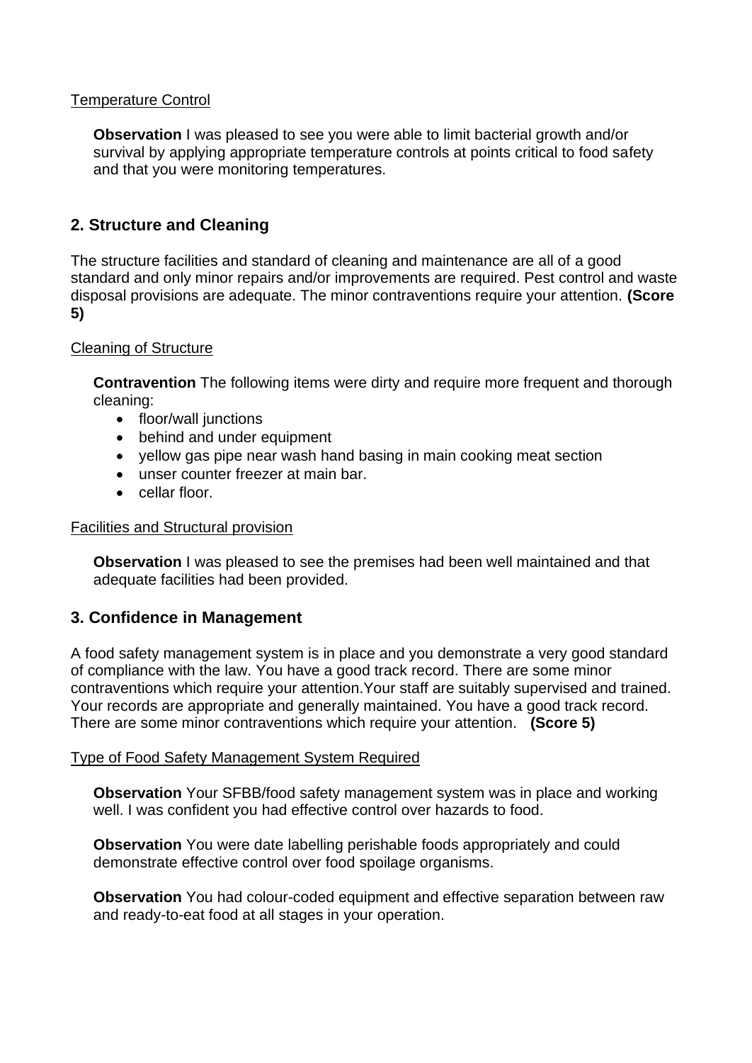Temperature Control

**Observation** I was pleased to see you were able to limit bacterial growth and/or survival by applying appropriate temperature controls at points critical to food safety and that you were monitoring temperatures.

## 2. Structure and Cleaning

The structure facilities and standard of cleaning and maintenance are all of a good standard and only minor repairs and/or improvements are required. Pest control and waste disposal provisions are adequate. The minor contraventions require your attention. **(Score 5)**

Cleaning of Structure

**Contravention** The following items were dirty and require more frequent and thorough cleaning:

- floor/wall junctions
- behind and under equipment
- yellow gas pipe near wash hand basing in main cooking meat section
- unser counter freezer at main bar.
- cellar floor.

Facilities and Structural provision

**Observation** I was pleased to see the premises had been well maintained and that adequate facilities had been provided.

## 3. Confidence in Management

A food safety management system is in place and you demonstrate a very good standard of compliance with the law. You have a good track record. There are some minor contraventions which require your attention.Your staff are suitably supervised and trained. Your records are appropriate and generally maintained. You have a good track record. There are some minor contraventions which require your attention. **(Score 5)**

Type of Food Safety Management System Required

**Observation** Your SFBB/food safety management system was in place and working well. I was confident you had effective control over hazards to food.

**Observation** You were date labelling perishable foods appropriately and could demonstrate effective control over food spoilage organisms.

**Observation** You had colour-coded equipment and effective separation between raw and ready-to-eat food at all stages in your operation.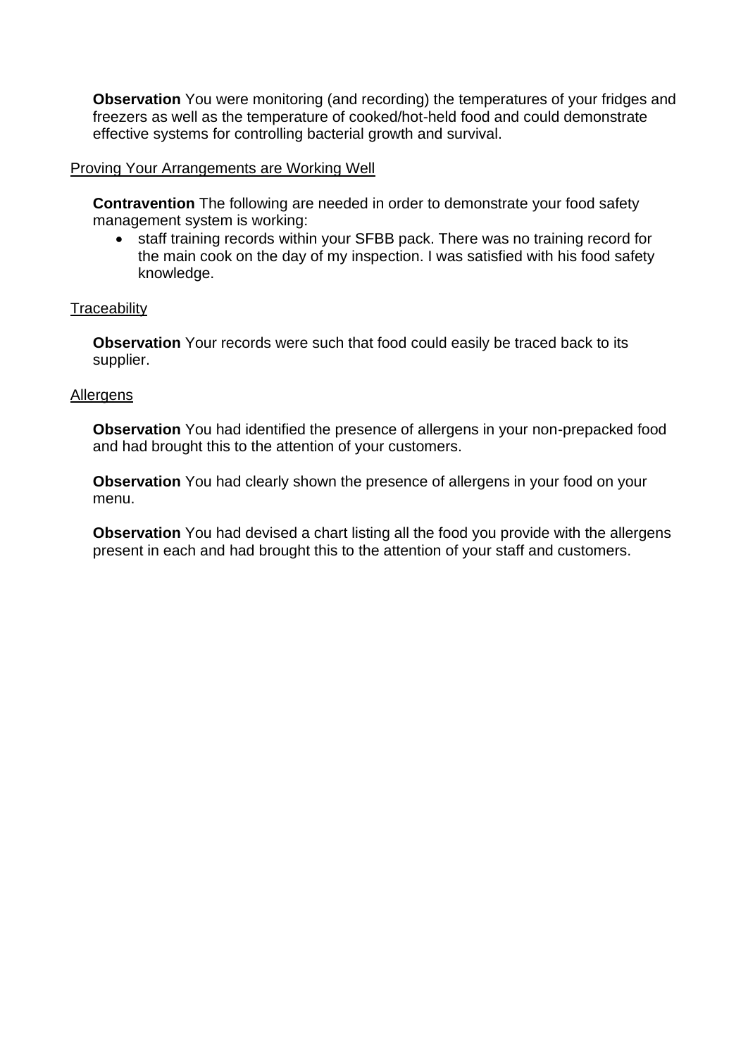**Observation** You were monitoring (and recording) the temperatures of your fridges and freezers as well as the temperature of cooked/hot-held food and could demonstrate effective systems for controlling bacterial growth and survival.

Proving Your Arrangements are Working Well

**Contravention** The following are needed in order to demonstrate your food safety management system is working:

- staff training records within your SFBB pack. There was no training record for the main cook on the day of my inspection. I was satisfied with his food safety knowledge.

Traceability

**Observation** Your records were such that food could easily be traced back to its supplier.

Allergens

**Observation** You had identified the presence of allergens in your non-prepacked food and had brought this to the attention of your customers.

**Observation** You had clearly shown the presence of allergens in your food on your menu.

**Observation** You had devised a chart listing all the food you provide with the allergens present in each and had brought this to the attention of your staff and customers.